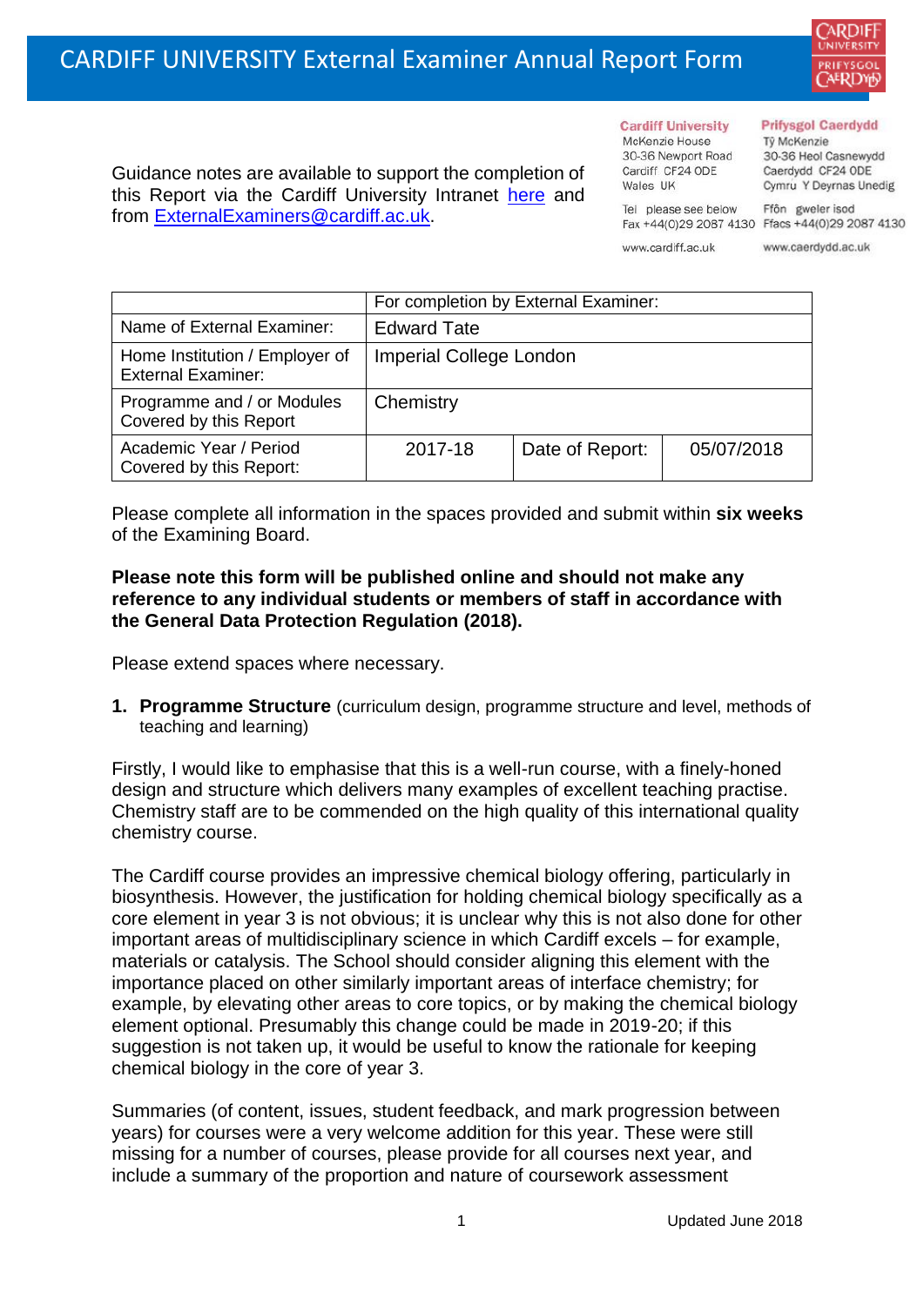# CARDIFF UNIVERSITY External Examiner Annual Report Form

Guidance notes are available to support the completion of this Report via the Cardiff University Intranet here and from ExternalExaminers@cardiff.ac.uk.

**Cardiff University**
McKenzie House
30-36 Newport Road
Cardiff CF24 0DE
Wales UK

Tel please see below
Fax +44(0)29 2087 4130

www.cardiff.ac.uk

**Prifysgol Caerdydd**
Tŷ McKenzie
30-36 Heol Casnewydd
Caerdydd CF24 0DE
Cymru Y Deyrnas Unedig

Ffôn gweler isod
Ffacs +44(0)29 2087 4130

www.caerdydd.ac.uk

| | For completion by External Examiner: | | |
|---|---|---|---|
| Name of External Examiner: | Edward Tate | | |
| Home Institution / Employer of External Examiner: | Imperial College London | | |
| Programme and / or Modules Covered by this Report | Chemistry | | |
| Academic Year / Period Covered by this Report: | 2017-18 | Date of Report: | 05/07/2018 |

Please complete all information in the spaces provided and submit within **six weeks** of the Examining Board.

**Please note this form will be published online and should not make any reference to any individual students or members of staff in accordance with the General Data Protection Regulation (2018).**

Please extend spaces where necessary.

1. **Programme Structure** (curriculum design, programme structure and level, methods of teaching and learning)

Firstly, I would like to emphasise that this is a well-run course, with a finely-honed design and structure which delivers many examples of excellent teaching practise. Chemistry staff are to be commended on the high quality of this international quality chemistry course.

The Cardiff course provides an impressive chemical biology offering, particularly in biosynthesis. However, the justification for holding chemical biology specifically as a core element in year 3 is not obvious; it is unclear why this is not also done for other important areas of multidisciplinary science in which Cardiff excels – for example, materials or catalysis. The School should consider aligning this element with the importance placed on other similarly important areas of interface chemistry; for example, by elevating other areas to core topics, or by making the chemical biology element optional. Presumably this change could be made in 2019-20; if this suggestion is not taken up, it would be useful to know the rationale for keeping chemical biology in the core of year 3.

Summaries (of content, issues, student feedback, and mark progression between years) for courses were a very welcome addition for this year. These were still missing for a number of courses, please provide for all courses next year, and include a summary of the proportion and nature of coursework assessment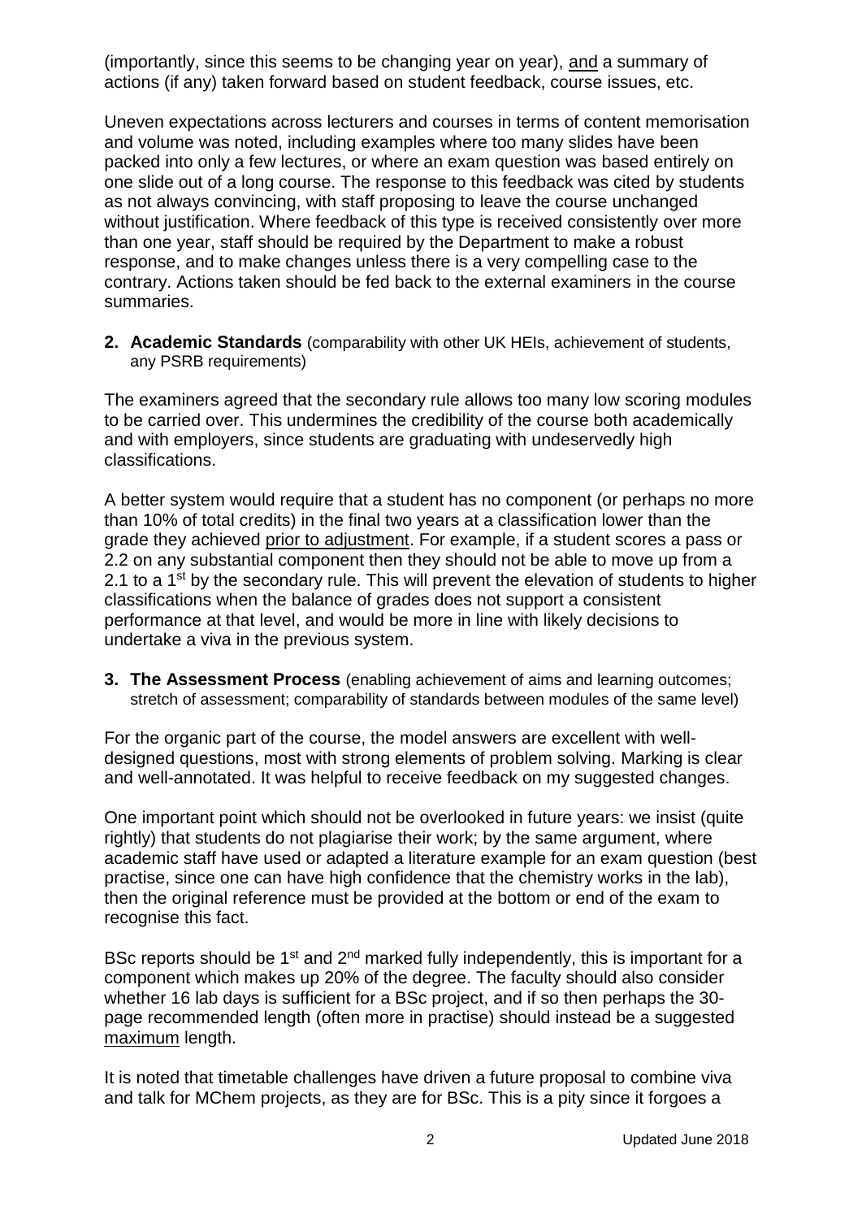(importantly, since this seems to be changing year on year), and a summary of actions (if any) taken forward based on student feedback, course issues, etc.

Uneven expectations across lecturers and courses in terms of content memorisation and volume was noted, including examples where too many slides have been packed into only a few lectures, or where an exam question was based entirely on one slide out of a long course. The response to this feedback was cited by students as not always convincing, with staff proposing to leave the course unchanged without justification. Where feedback of this type is received consistently over more than one year, staff should be required by the Department to make a robust response, and to make changes unless there is a very compelling case to the contrary. Actions taken should be fed back to the external examiners in the course summaries.

**2. Academic Standards** (comparability with other UK HEIs, achievement of students, any PSRB requirements)

The examiners agreed that the secondary rule allows too many low scoring modules to be carried over. This undermines the credibility of the course both academically and with employers, since students are graduating with undeservedly high classifications.

A better system would require that a student has no component (or perhaps no more than 10% of total credits) in the final two years at a classification lower than the grade they achieved prior to adjustment. For example, if a student scores a pass or 2.2 on any substantial component then they should not be able to move up from a 2.1 to a 1st by the secondary rule. This will prevent the elevation of students to higher classifications when the balance of grades does not support a consistent performance at that level, and would be more in line with likely decisions to undertake a viva in the previous system.

**3. The Assessment Process** (enabling achievement of aims and learning outcomes; stretch of assessment; comparability of standards between modules of the same level)

For the organic part of the course, the model answers are excellent with well-designed questions, most with strong elements of problem solving. Marking is clear and well-annotated. It was helpful to receive feedback on my suggested changes.

One important point which should not be overlooked in future years: we insist (quite rightly) that students do not plagiarise their work; by the same argument, where academic staff have used or adapted a literature example for an exam question (best practise, since one can have high confidence that the chemistry works in the lab), then the original reference must be provided at the bottom or end of the exam to recognise this fact.

BSc reports should be 1st and 2nd marked fully independently, this is important for a component which makes up 20% of the degree. The faculty should also consider whether 16 lab days is sufficient for a BSc project, and if so then perhaps the 30-page recommended length (often more in practise) should instead be a suggested maximum length.

It is noted that timetable challenges have driven a future proposal to combine viva and talk for MChem projects, as they are for BSc. This is a pity since it forgoes a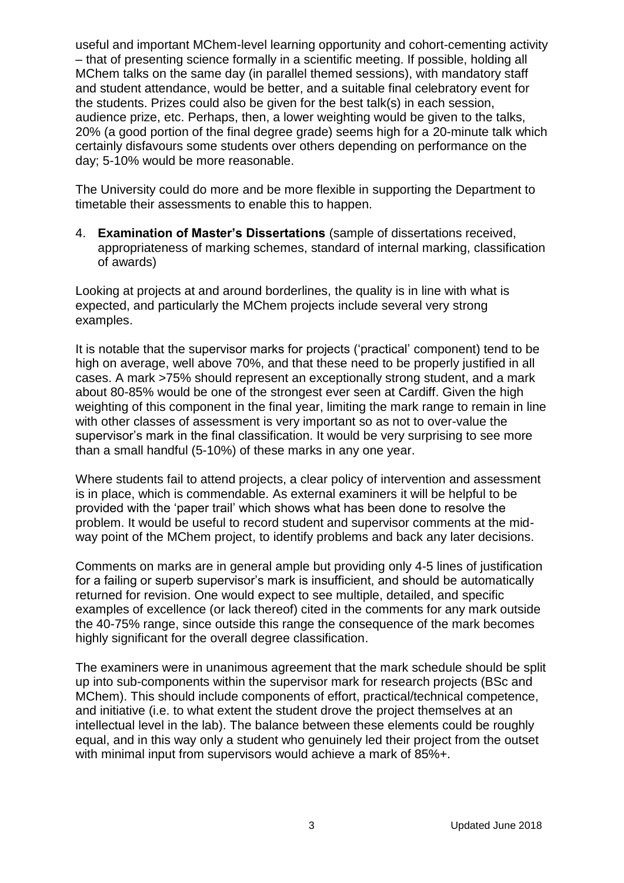useful and important MChem-level learning opportunity and cohort-cementing activity – that of presenting science formally in a scientific meeting. If possible, holding all MChem talks on the same day (in parallel themed sessions), with mandatory staff and student attendance, would be better, and a suitable final celebratory event for the students. Prizes could also be given for the best talk(s) in each session, audience prize, etc. Perhaps, then, a lower weighting would be given to the talks, 20% (a good portion of the final degree grade) seems high for a 20-minute talk which certainly disfavours some students over others depending on performance on the day; 5-10% would be more reasonable.

The University could do more and be more flexible in supporting the Department to timetable their assessments to enable this to happen.

4. **Examination of Master's Dissertations** (sample of dissertations received, appropriateness of marking schemes, standard of internal marking, classification of awards)

Looking at projects at and around borderlines, the quality is in line with what is expected, and particularly the MChem projects include several very strong examples.

It is notable that the supervisor marks for projects ('practical' component) tend to be high on average, well above 70%, and that these need to be properly justified in all cases. A mark >75% should represent an exceptionally strong student, and a mark about 80-85% would be one of the strongest ever seen at Cardiff. Given the high weighting of this component in the final year, limiting the mark range to remain in line with other classes of assessment is very important so as not to over-value the supervisor's mark in the final classification. It would be very surprising to see more than a small handful (5-10%) of these marks in any one year.

Where students fail to attend projects, a clear policy of intervention and assessment is in place, which is commendable. As external examiners it will be helpful to be provided with the 'paper trail' which shows what has been done to resolve the problem. It would be useful to record student and supervisor comments at the mid-way point of the MChem project, to identify problems and back any later decisions.

Comments on marks are in general ample but providing only 4-5 lines of justification for a failing or superb supervisor's mark is insufficient, and should be automatically returned for revision. One would expect to see multiple, detailed, and specific examples of excellence (or lack thereof) cited in the comments for any mark outside the 40-75% range, since outside this range the consequence of the mark becomes highly significant for the overall degree classification.

The examiners were in unanimous agreement that the mark schedule should be split up into sub-components within the supervisor mark for research projects (BSc and MChem). This should include components of effort, practical/technical competence, and initiative (i.e. to what extent the student drove the project themselves at an intellectual level in the lab). The balance between these elements could be roughly equal, and in this way only a student who genuinely led their project from the outset with minimal input from supervisors would achieve a mark of 85%+.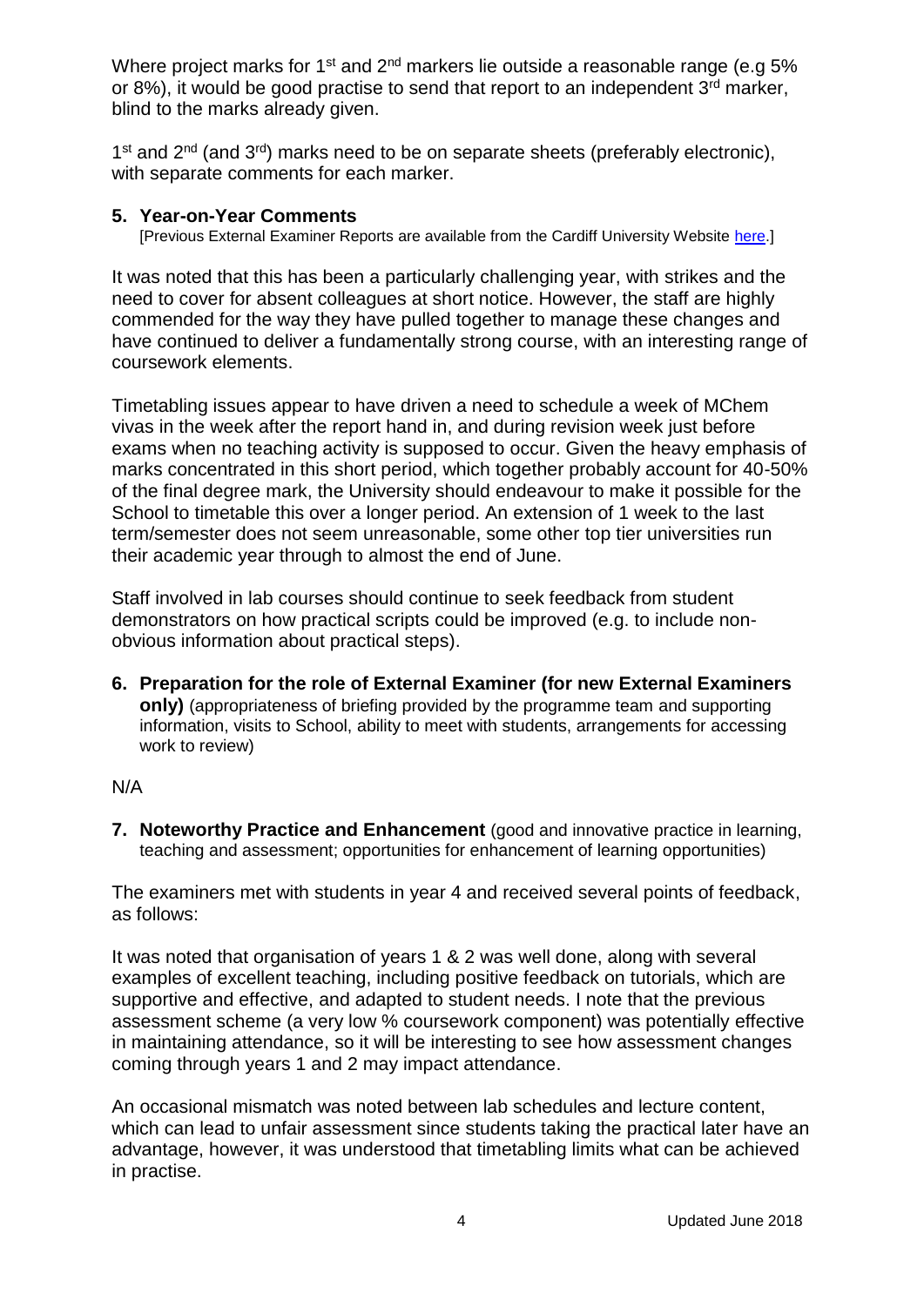Where project marks for 1[st] and 2[nd] markers lie outside a reasonable range (e.g 5% or 8%), it would be good practise to send that report to an independent 3[rd] marker, blind to the marks already given.

1[st] and 2[nd] (and 3[rd]) marks need to be on separate sheets (preferably electronic), with separate comments for each marker.

## 5. Year-on-Year Comments

[Previous External Examiner Reports are available from the Cardiff University Website here.]

It was noted that this has been a particularly challenging year, with strikes and the need to cover for absent colleagues at short notice. However, the staff are highly commended for the way they have pulled together to manage these changes and have continued to deliver a fundamentally strong course, with an interesting range of coursework elements.

Timetabling issues appear to have driven a need to schedule a week of MChem vivas in the week after the report hand in, and during revision week just before exams when no teaching activity is supposed to occur. Given the heavy emphasis of marks concentrated in this short period, which together probably account for 40-50% of the final degree mark, the University should endeavour to make it possible for the School to timetable this over a longer period. An extension of 1 week to the last term/semester does not seem unreasonable, some other top tier universities run their academic year through to almost the end of June.

Staff involved in lab courses should continue to seek feedback from student demonstrators on how practical scripts could be improved (e.g. to include non-obvious information about practical steps).

## 6. Preparation for the role of External Examiner (for new External Examiners only) (appropriateness of briefing provided by the programme team and supporting information, visits to School, ability to meet with students, arrangements for accessing work to review)

N/A

## 7. Noteworthy Practice and Enhancement (good and innovative practice in learning, teaching and assessment; opportunities for enhancement of learning opportunities)

The examiners met with students in year 4 and received several points of feedback, as follows:

It was noted that organisation of years 1 & 2 was well done, along with several examples of excellent teaching, including positive feedback on tutorials, which are supportive and effective, and adapted to student needs. I note that the previous assessment scheme (a very low % coursework component) was potentially effective in maintaining attendance, so it will be interesting to see how assessment changes coming through years 1 and 2 may impact attendance.

An occasional mismatch was noted between lab schedules and lecture content, which can lead to unfair assessment since students taking the practical later have an advantage, however, it was understood that timetabling limits what can be achieved in practise.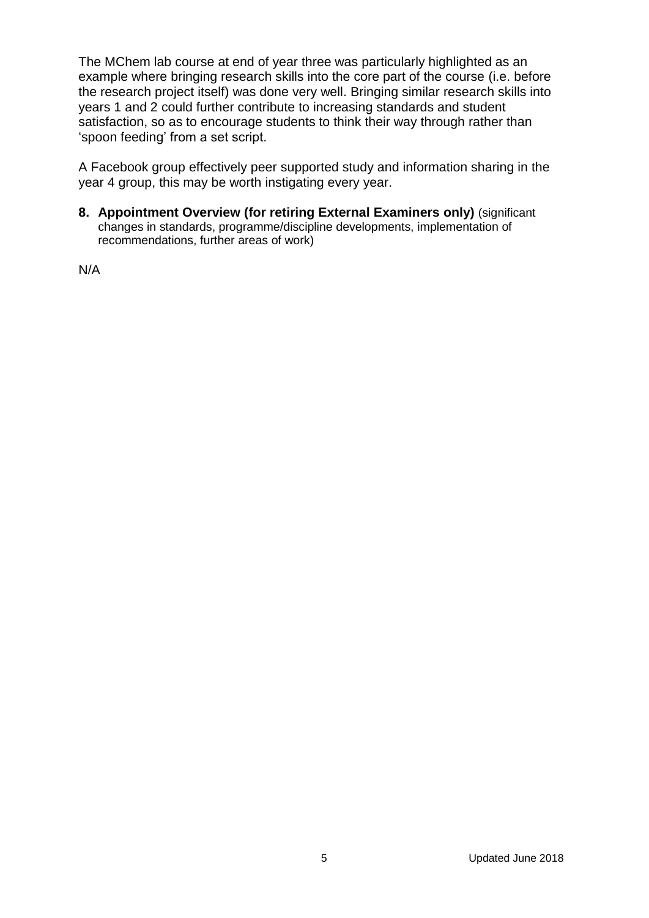The MChem lab course at end of year three was particularly highlighted as an example where bringing research skills into the core part of the course (i.e. before the research project itself) was done very well. Bringing similar research skills into years 1 and 2 could further contribute to increasing standards and student satisfaction, so as to encourage students to think their way through rather than 'spoon feeding' from a set script.

A Facebook group effectively peer supported study and information sharing in the year 4 group, this may be worth instigating every year.

**8. Appointment Overview (for retiring External Examiners only)** (significant changes in standards, programme/discipline developments, implementation of recommendations, further areas of work)

N/A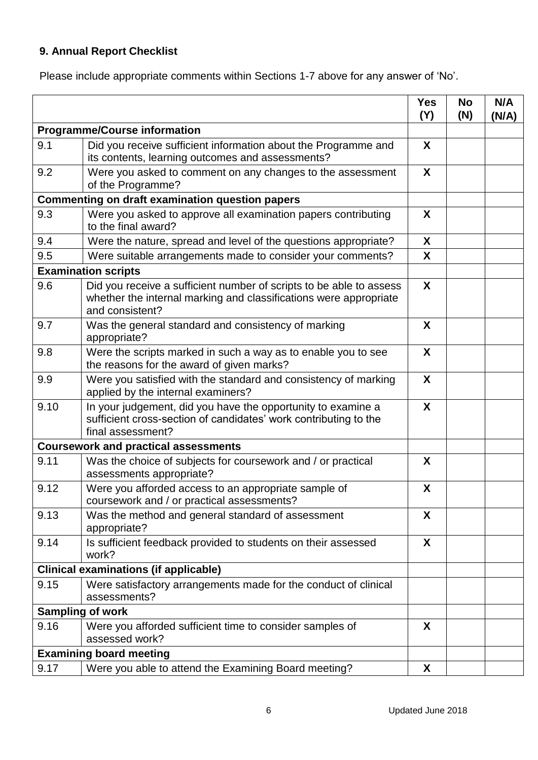**9. Annual Report Checklist**

Please include appropriate comments within Sections 1-7 above for any answer of 'No'.

| | | Yes (Y) | No (N) | N/A (N/A) |
|---|---|---|---|---|
| **Programme/Course information** | | | | |
| 9.1 | Did you receive sufficient information about the Programme and its contents, learning outcomes and assessments? | X | | |
| 9.2 | Were you asked to comment on any changes to the assessment of the Programme? | X | | |
| **Commenting on draft examination question papers** | | | | |
| 9.3 | Were you asked to approve all examination papers contributing to the final award? | X | | |
| 9.4 | Were the nature, spread and level of the questions appropriate? | X | | |
| 9.5 | Were suitable arrangements made to consider your comments? | X | | |
| **Examination scripts** | | | | |
| 9.6 | Did you receive a sufficient number of scripts to be able to assess whether the internal marking and classifications were appropriate and consistent? | X | | |
| 9.7 | Was the general standard and consistency of marking appropriate? | X | | |
| 9.8 | Were the scripts marked in such a way as to enable you to see the reasons for the award of given marks? | X | | |
| 9.9 | Were you satisfied with the standard and consistency of marking applied by the internal examiners? | X | | |
| 9.10 | In your judgement, did you have the opportunity to examine a sufficient cross-section of candidates' work contributing to the final assessment? | X | | |
| **Coursework and practical assessments** | | | | |
| 9.11 | Was the choice of subjects for coursework and / or practical assessments appropriate? | X | | |
| 9.12 | Were you afforded access to an appropriate sample of coursework and / or practical assessments? | X | | |
| 9.13 | Was the method and general standard of assessment appropriate? | X | | |
| 9.14 | Is sufficient feedback provided to students on their assessed work? | X | | |
| **Clinical examinations (if applicable)** | | | | |
| 9.15 | Were satisfactory arrangements made for the conduct of clinical assessments? | | | |
| **Sampling of work** | | | | |
| 9.16 | Were you afforded sufficient time to consider samples of assessed work? | X | | |
| **Examining board meeting** | | | | |
| 9.17 | Were you able to attend the Examining Board meeting? | X | | |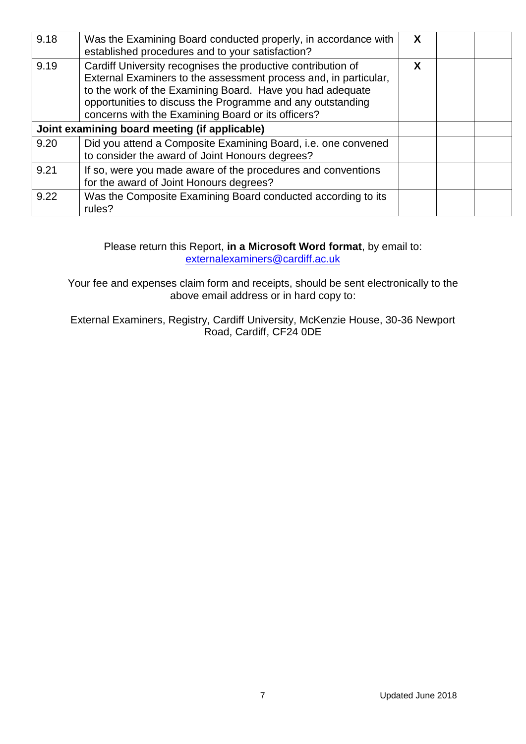| | | | | |
|---|---|---|---|---|
| 9.18 | Was the Examining Board conducted properly, in accordance with established procedures and to your satisfaction? | X | | |
| 9.19 | Cardiff University recognises the productive contribution of External Examiners to the assessment process and, in particular, to the work of the Examining Board. Have you had adequate opportunities to discuss the Programme and any outstanding concerns with the Examining Board or its officers? | X | | |
| **Joint examining board meeting (if applicable)** | | | | |
| 9.20 | Did you attend a Composite Examining Board, i.e. one convened to consider the award of Joint Honours degrees? | | | |
| 9.21 | If so, were you made aware of the procedures and conventions for the award of Joint Honours degrees? | | | |
| 9.22 | Was the Composite Examining Board conducted according to its rules? | | | |

Please return this Report, **in a Microsoft Word format**, by email to: externalexaminers@cardiff.ac.uk

Your fee and expenses claim form and receipts, should be sent electronically to the above email address or in hard copy to:

External Examiners, Registry, Cardiff University, McKenzie House, 30-36 Newport Road, Cardiff, CF24 0DE

Updated June 2018